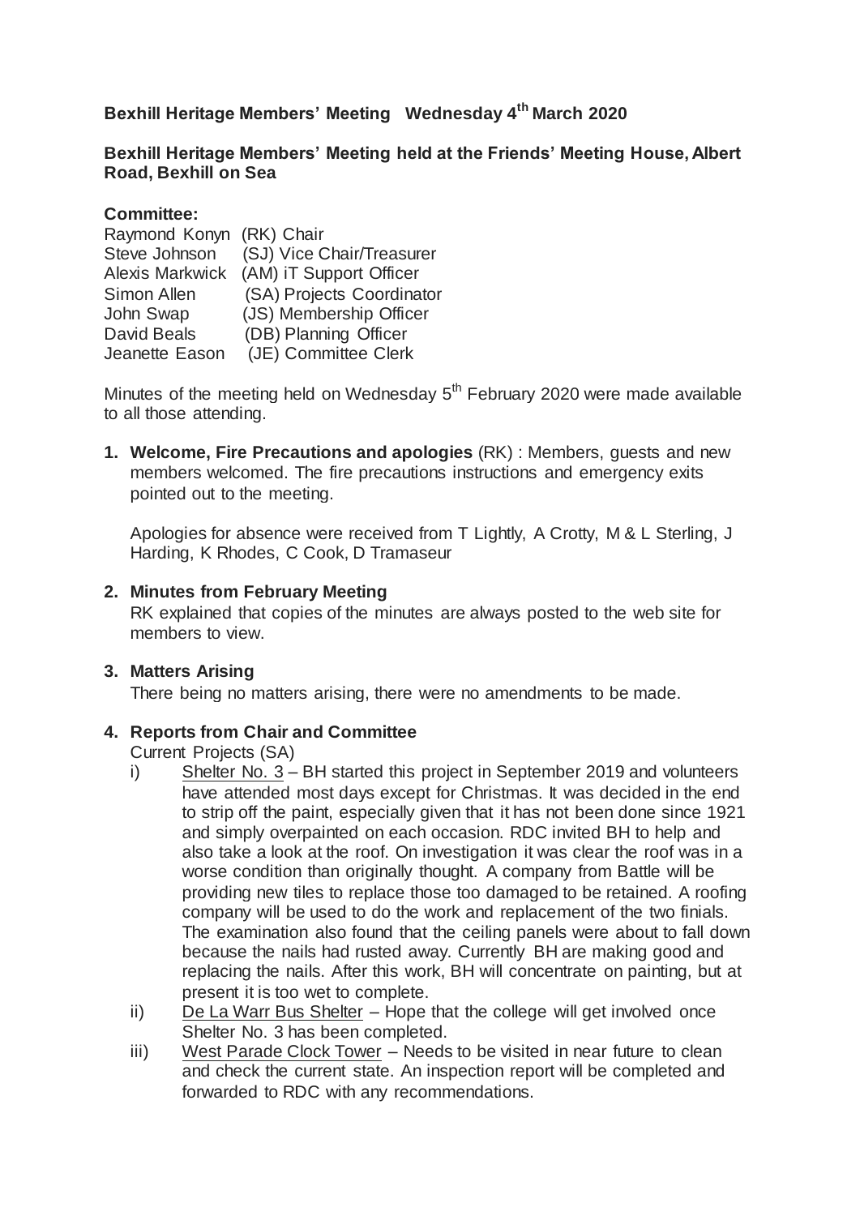**Bexhill Heritage Members' Meeting Wednesday 4th March 2020**

**Bexhill Heritage Members' Meeting held at the Friends' Meeting House, Albert Road, Bexhill on Sea**

**Committee:**

Raymond Konyn (RK) Chair
Steve Johnson (SJ) Vice Chair/Treasurer
Alexis Markwick (AM) iT Support Officer
Simon Allen (SA) Projects Coordinator
John Swap (JS) Membership Officer
David Beals (DB) Planning Officer
Jeanette Eason (JE) Committee Clerk

Minutes of the meeting held on Wednesday 5th February 2020 were made available to all those attending.

1. **Welcome, Fire Precautions and apologies** (RK) : Members, guests and new members welcomed. The fire precautions instructions and emergency exits pointed out to the meeting.

   Apologies for absence were received from T Lightly, A Crotty, M & L Sterling, J Harding, K Rhodes, C Cook, D Tramaseur

2. **Minutes from February Meeting**
   RK explained that copies of the minutes are always posted to the web site for members to view.

3. **Matters Arising**
   There being no matters arising, there were no amendments to be made.

4. **Reports from Chair and Committee**
   Current Projects (SA)
   i) Shelter No. 3 – BH started this project in September 2019 and volunteers have attended most days except for Christmas. It was decided in the end to strip off the paint, especially given that it has not been done since 1921 and simply overpainted on each occasion. RDC invited BH to help and also take a look at the roof. On investigation it was clear the roof was in a worse condition than originally thought. A company from Battle will be providing new tiles to replace those too damaged to be retained. A roofing company will be used to do the work and replacement of the two finials. The examination also found that the ceiling panels were about to fall down because the nails had rusted away. Currently BH are making good and replacing the nails. After this work, BH will concentrate on painting, but at present it is too wet to complete.
   ii) De La Warr Bus Shelter – Hope that the college will get involved once Shelter No. 3 has been completed.
   iii) West Parade Clock Tower – Needs to be visited in near future to clean and check the current state. An inspection report will be completed and forwarded to RDC with any recommendations.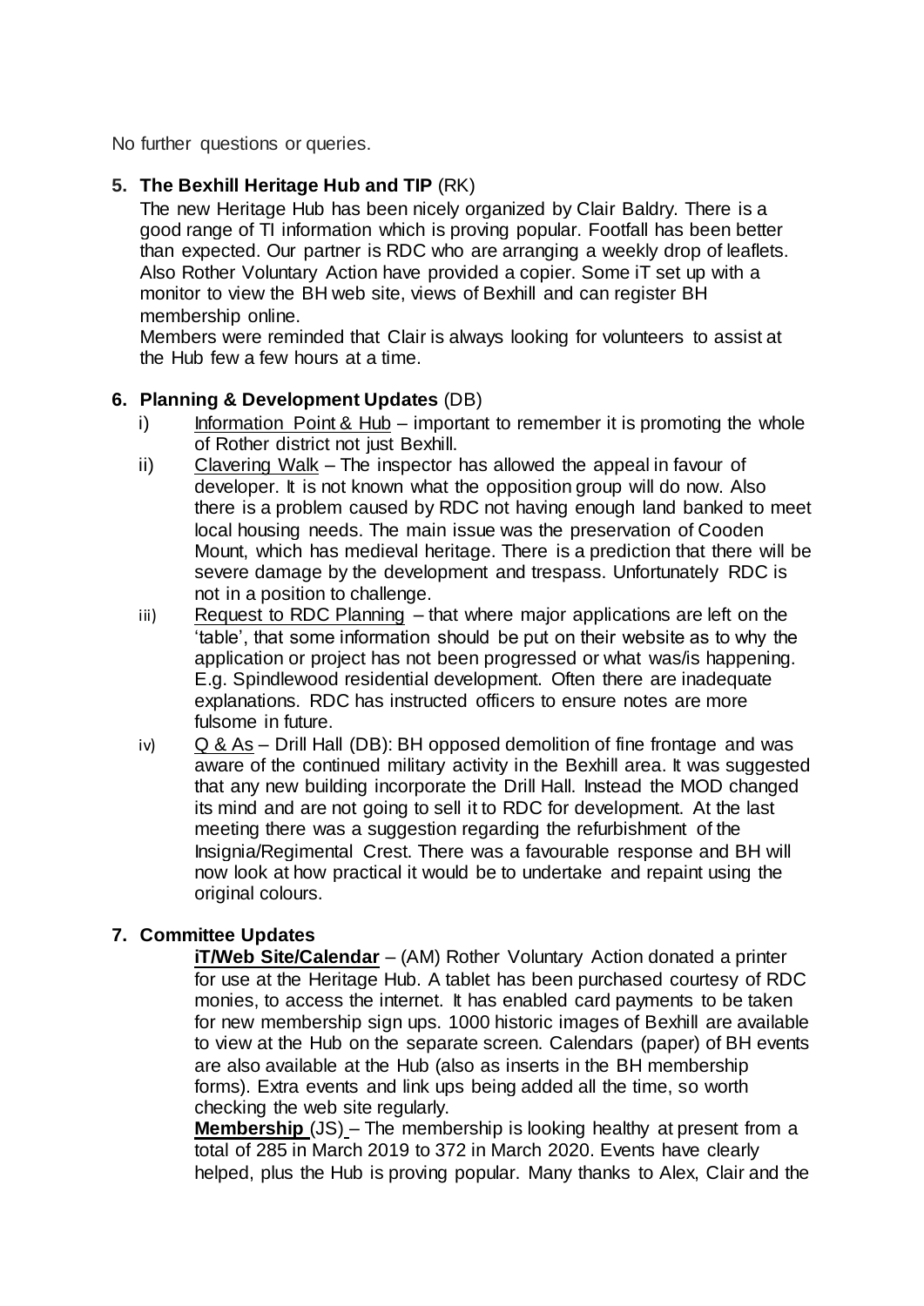No further questions or queries.

5. **The Bexhill Heritage Hub and TIP** (RK)

   The new Heritage Hub has been nicely organized by Clair Baldry. There is a good range of TI information which is proving popular. Footfall has been better than expected. Our partner is RDC who are arranging a weekly drop of leaflets. Also Rother Voluntary Action have provided a copier. Some iT set up with a monitor to view the BH web site, views of Bexhill and can register BH membership online.

   Members were reminded that Clair is always looking for volunteers to assist at the Hub few a few hours at a time.

6. **Planning & Development Updates** (DB)

   i) Information Point & Hub – important to remember it is promoting the whole of Rother district not just Bexhill.

   ii) Clavering Walk – The inspector has allowed the appeal in favour of developer. It is not known what the opposition group will do now. Also there is a problem caused by RDC not having enough land banked to meet local housing needs. The main issue was the preservation of Cooden Mount, which has medieval heritage. There is a prediction that there will be severe damage by the development and trespass. Unfortunately RDC is not in a position to challenge.

   iii) Request to RDC Planning – that where major applications are left on the 'table', that some information should be put on their website as to why the application or project has not been progressed or what was/is happening. E.g. Spindlewood residential development. Often there are inadequate explanations. RDC has instructed officers to ensure notes are more fulsome in future.

   iv) Q & As – Drill Hall (DB): BH opposed demolition of fine frontage and was aware of the continued military activity in the Bexhill area. It was suggested that any new building incorporate the Drill Hall. Instead the MOD changed its mind and are not going to sell it to RDC for development. At the last meeting there was a suggestion regarding the refurbishment of the Insignia/Regimental Crest. There was a favourable response and BH will now look at how practical it would be to undertake and repaint using the original colours.

7. **Committee Updates**

   **iT/Web Site/Calendar** – (AM) Rother Voluntary Action donated a printer for use at the Heritage Hub. A tablet has been purchased courtesy of RDC monies, to access the internet. It has enabled card payments to be taken for new membership sign ups. 1000 historic images of Bexhill are available to view at the Hub on the separate screen. Calendars (paper) of BH events are also available at the Hub (also as inserts in the BH membership forms). Extra events and link ups being added all the time, so worth checking the web site regularly.

   **Membership** (JS) – The membership is looking healthy at present from a total of 285 in March 2019 to 372 in March 2020. Events have clearly helped, plus the Hub is proving popular. Many thanks to Alex, Clair and the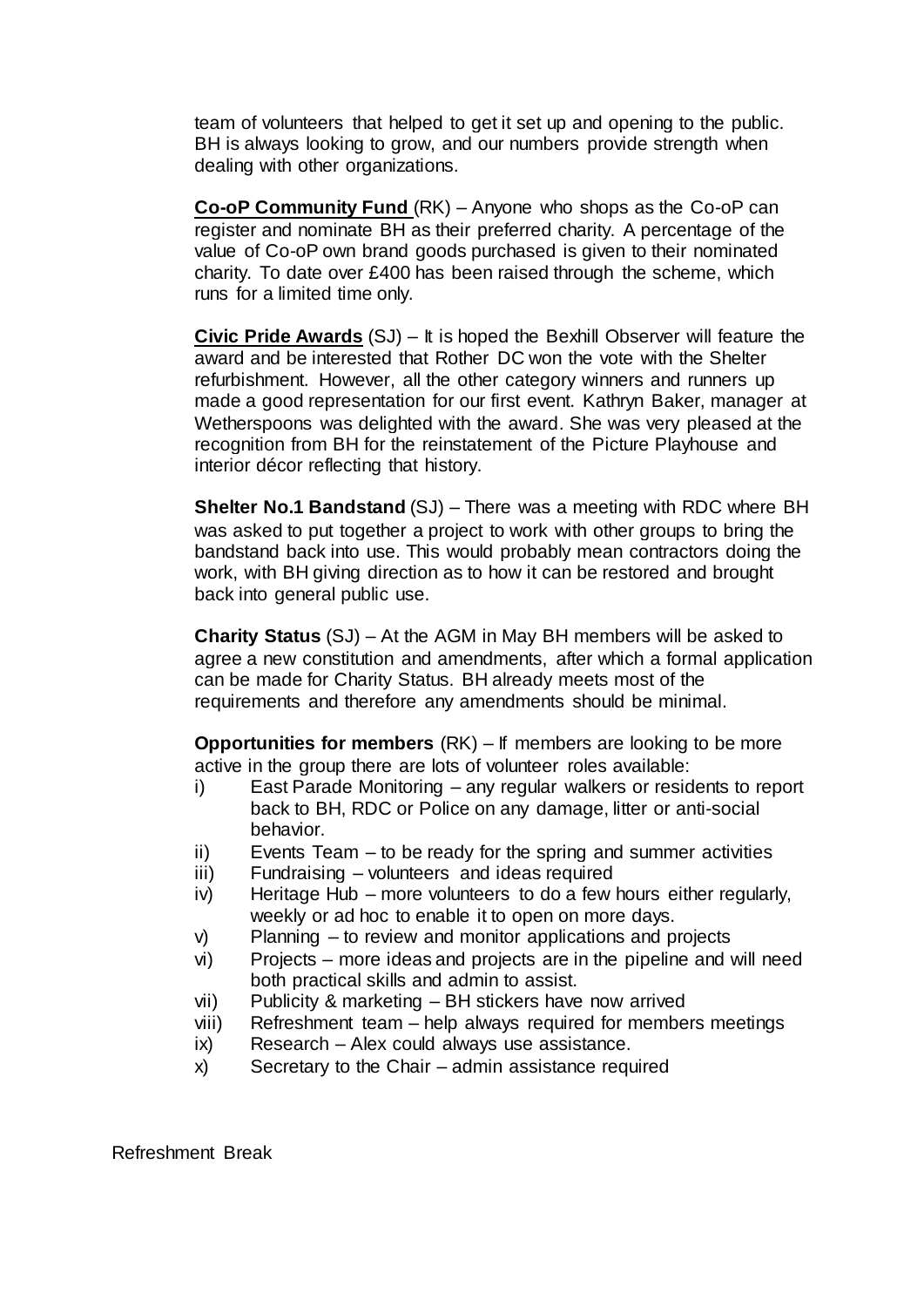team of volunteers that helped to get it set up and opening to the public. BH is always looking to grow, and our numbers provide strength when dealing with other organizations.

**Co-oP Community Fund** (RK) – Anyone who shops as the Co-oP can register and nominate BH as their preferred charity. A percentage of the value of Co-oP own brand goods purchased is given to their nominated charity. To date over £400 has been raised through the scheme, which runs for a limited time only.

**Civic Pride Awards** (SJ) – It is hoped the Bexhill Observer will feature the award and be interested that Rother DC won the vote with the Shelter refurbishment. However, all the other category winners and runners up made a good representation for our first event. Kathryn Baker, manager at Wetherspoons was delighted with the award. She was very pleased at the recognition from BH for the reinstatement of the Picture Playhouse and interior décor reflecting that history.

**Shelter No.1 Bandstand** (SJ) – There was a meeting with RDC where BH was asked to put together a project to work with other groups to bring the bandstand back into use. This would probably mean contractors doing the work, with BH giving direction as to how it can be restored and brought back into general public use.

**Charity Status** (SJ) – At the AGM in May BH members will be asked to agree a new constitution and amendments, after which a formal application can be made for Charity Status. BH already meets most of the requirements and therefore any amendments should be minimal.

**Opportunities for members** (RK) – If members are looking to be more active in the group there are lots of volunteer roles available:

i) East Parade Monitoring – any regular walkers or residents to report back to BH, RDC or Police on any damage, litter or anti-social behavior.
ii) Events Team – to be ready for the spring and summer activities
iii) Fundraising – volunteers and ideas required
iv) Heritage Hub – more volunteers to do a few hours either regularly, weekly or ad hoc to enable it to open on more days.
v) Planning – to review and monitor applications and projects
vi) Projects – more ideas and projects are in the pipeline and will need both practical skills and admin to assist.
vii) Publicity & marketing – BH stickers have now arrived
viii) Refreshment team – help always required for members meetings
ix) Research – Alex could always use assistance.
x) Secretary to the Chair – admin assistance required

Refreshment Break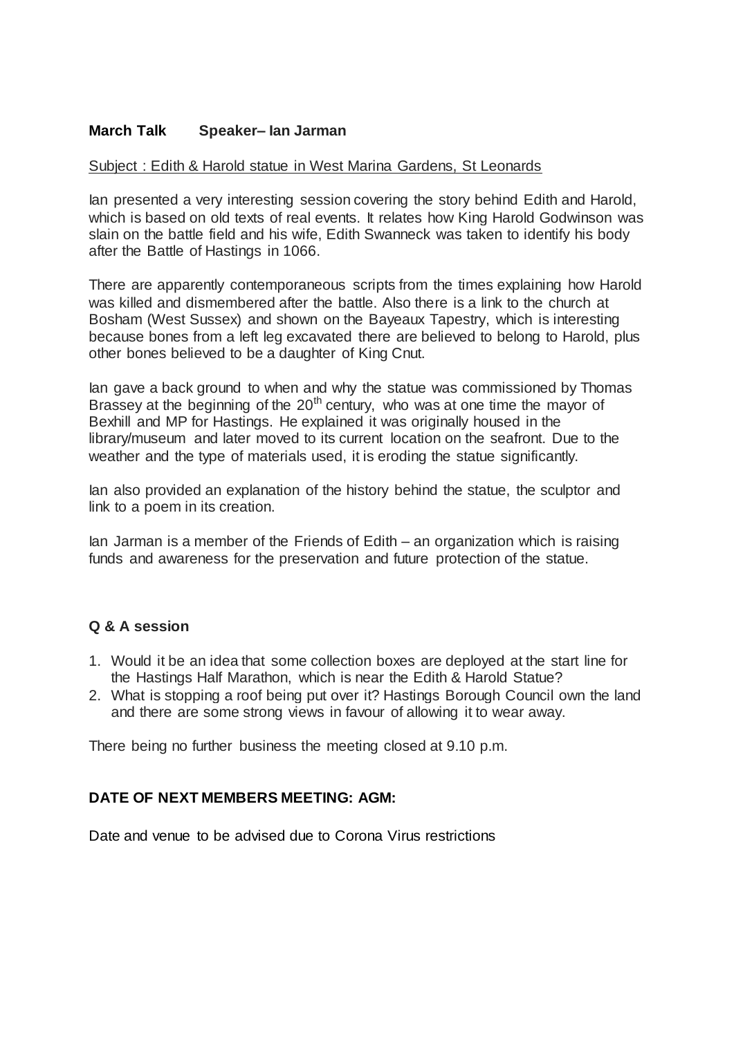**March Talk  Speaker– Ian Jarman**

Subject : Edith & Harold statue in West Marina Gardens, St Leonards

Ian presented a very interesting session covering the story behind Edith and Harold, which is based on old texts of real events. It relates how King Harold Godwinson was slain on the battle field and his wife, Edith Swanneck was taken to identify his body after the Battle of Hastings in 1066.

There are apparently contemporaneous scripts from the times explaining how Harold was killed and dismembered after the battle. Also there is a link to the church at Bosham (West Sussex) and shown on the Bayeaux Tapestry, which is interesting because bones from a left leg excavated there are believed to belong to Harold, plus other bones believed to be a daughter of King Cnut.

Ian gave a back ground to when and why the statue was commissioned by Thomas Brassey at the beginning of the 20th century, who was at one time the mayor of Bexhill and MP for Hastings. He explained it was originally housed in the library/museum and later moved to its current location on the seafront. Due to the weather and the type of materials used, it is eroding the statue significantly.

Ian also provided an explanation of the history behind the statue, the sculptor and link to a poem in its creation.

Ian Jarman is a member of the Friends of Edith – an organization which is raising funds and awareness for the preservation and future protection of the statue.

**Q & A session**

1. Would it be an idea that some collection boxes are deployed at the start line for the Hastings Half Marathon, which is near the Edith & Harold Statue?
2. What is stopping a roof being put over it? Hastings Borough Council own the land and there are some strong views in favour of allowing it to wear away.

There being no further business the meeting closed at 9.10 p.m.

**DATE OF NEXT MEMBERS MEETING: AGM:**

Date and venue to be advised due to Corona Virus restrictions